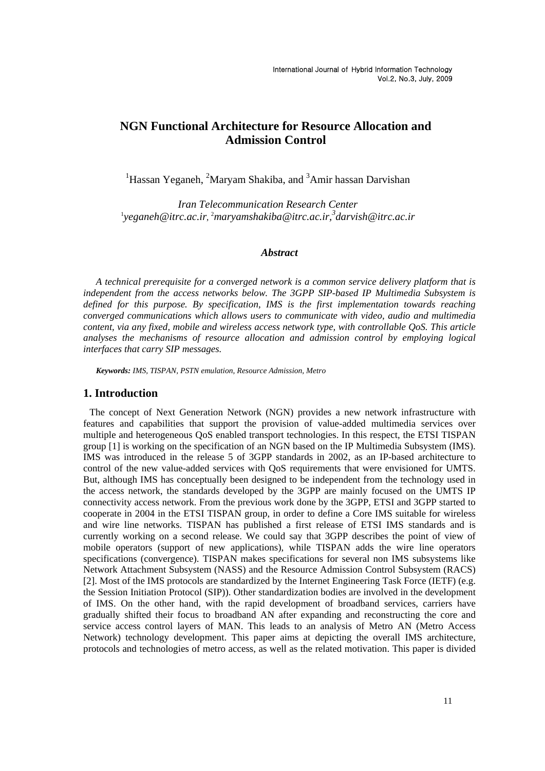# NGN Functional Architecture for Resource Allocation and Admission Control

[1]Hassan Yeganeh, [2]Maryam Shakiba, and [3]Amir hassan Darvishan

*Iran Telecommunication Research Center*
*[1]yeganeh@itrc.ac.ir, [2]maryamshakiba@itrc.ac.ir, [3]darvish@itrc.ac.ir*

### *Abstract*

*A technical prerequisite for a converged network is a common service delivery platform that is independent from the access networks below. The 3GPP SIP-based IP Multimedia Subsystem is defined for this purpose. By specification, IMS is the first implementation towards reaching converged communications which allows users to communicate with video, audio and multimedia content, via any fixed, mobile and wireless access network type, with controllable QoS. This article analyses the mechanisms of resource allocation and admission control by employing logical interfaces that carry SIP messages.*

***Keywords:*** *IMS, TISPAN, PSTN emulation, Resource Admission, Metro*

## 1. Introduction

The concept of Next Generation Network (NGN) provides a new network infrastructure with features and capabilities that support the provision of value-added multimedia services over multiple and heterogeneous QoS enabled transport technologies. In this respect, the ETSI TISPAN group [1] is working on the specification of an NGN based on the IP Multimedia Subsystem (IMS). IMS was introduced in the release 5 of 3GPP standards in 2002, as an IP-based architecture to control of the new value-added services with QoS requirements that were envisioned for UMTS. But, although IMS has conceptually been designed to be independent from the technology used in the access network, the standards developed by the 3GPP are mainly focused on the UMTS IP connectivity access network. From the previous work done by the 3GPP, ETSI and 3GPP started to cooperate in 2004 in the ETSI TISPAN group, in order to define a Core IMS suitable for wireless and wire line networks. TISPAN has published a first release of ETSI IMS standards and is currently working on a second release. We could say that 3GPP describes the point of view of mobile operators (support of new applications), while TISPAN adds the wire line operators specifications (convergence). TISPAN makes specifications for several non IMS subsystems like Network Attachment Subsystem (NASS) and the Resource Admission Control Subsystem (RACS) [2]. Most of the IMS protocols are standardized by the Internet Engineering Task Force (IETF) (e.g. the Session Initiation Protocol (SIP)). Other standardization bodies are involved in the development of IMS. On the other hand, with the rapid development of broadband services, carriers have gradually shifted their focus to broadband AN after expanding and reconstructing the core and service access control layers of MAN. This leads to an analysis of Metro AN (Metro Access Network) technology development. This paper aims at depicting the overall IMS architecture, protocols and technologies of metro access, as well as the related motivation. This paper is divided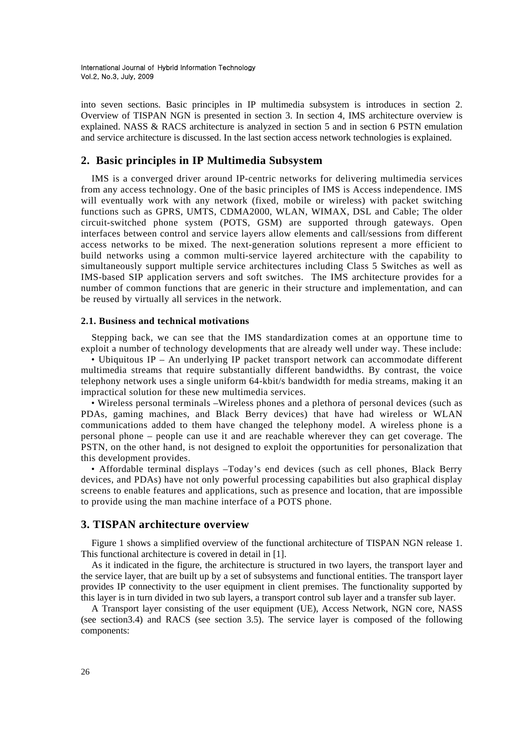into seven sections. Basic principles in IP multimedia subsystem is introduces in section 2. Overview of TISPAN NGN is presented in section 3. In section 4, IMS architecture overview is explained. NASS & RACS architecture is analyzed in section 5 and in section 6 PSTN emulation and service architecture is discussed. In the last section access network technologies is explained.

## 2. Basic principles in IP Multimedia Subsystem

IMS is a converged driver around IP-centric networks for delivering multimedia services from any access technology. One of the basic principles of IMS is Access independence. IMS will eventually work with any network (fixed, mobile or wireless) with packet switching functions such as GPRS, UMTS, CDMA2000, WLAN, WIMAX, DSL and Cable; The older circuit-switched phone system (POTS, GSM) are supported through gateways. Open interfaces between control and service layers allow elements and call/sessions from different access networks to be mixed. The next-generation solutions represent a more efficient to build networks using a common multi-service layered architecture with the capability to simultaneously support multiple service architectures including Class 5 Switches as well as IMS-based SIP application servers and soft switches. The IMS architecture provides for a number of common functions that are generic in their structure and implementation, and can be reused by virtually all services in the network.

### 2.1. Business and technical motivations

Stepping back, we can see that the IMS standardization comes at an opportune time to exploit a number of technology developments that are already well under way. These include:

• Ubiquitous IP – An underlying IP packet transport network can accommodate different multimedia streams that require substantially different bandwidths. By contrast, the voice telephony network uses a single uniform 64-kbit/s bandwidth for media streams, making it an impractical solution for these new multimedia services.

• Wireless personal terminals –Wireless phones and a plethora of personal devices (such as PDAs, gaming machines, and Black Berry devices) that have had wireless or WLAN communications added to them have changed the telephony model. A wireless phone is a personal phone – people can use it and are reachable wherever they can get coverage. The PSTN, on the other hand, is not designed to exploit the opportunities for personalization that this development provides.

• Affordable terminal displays –Today's end devices (such as cell phones, Black Berry devices, and PDAs) have not only powerful processing capabilities but also graphical display screens to enable features and applications, such as presence and location, that are impossible to provide using the man machine interface of a POTS phone.

## 3. TISPAN architecture overview

Figure 1 shows a simplified overview of the functional architecture of TISPAN NGN release 1. This functional architecture is covered in detail in [1].

As it indicated in the figure, the architecture is structured in two layers, the transport layer and the service layer, that are built up by a set of subsystems and functional entities. The transport layer provides IP connectivity to the user equipment in client premises. The functionality supported by this layer is in turn divided in two sub layers, a transport control sub layer and a transfer sub layer.

A Transport layer consisting of the user equipment (UE), Access Network, NGN core, NASS (see section3.4) and RACS (see section 3.5). The service layer is composed of the following components: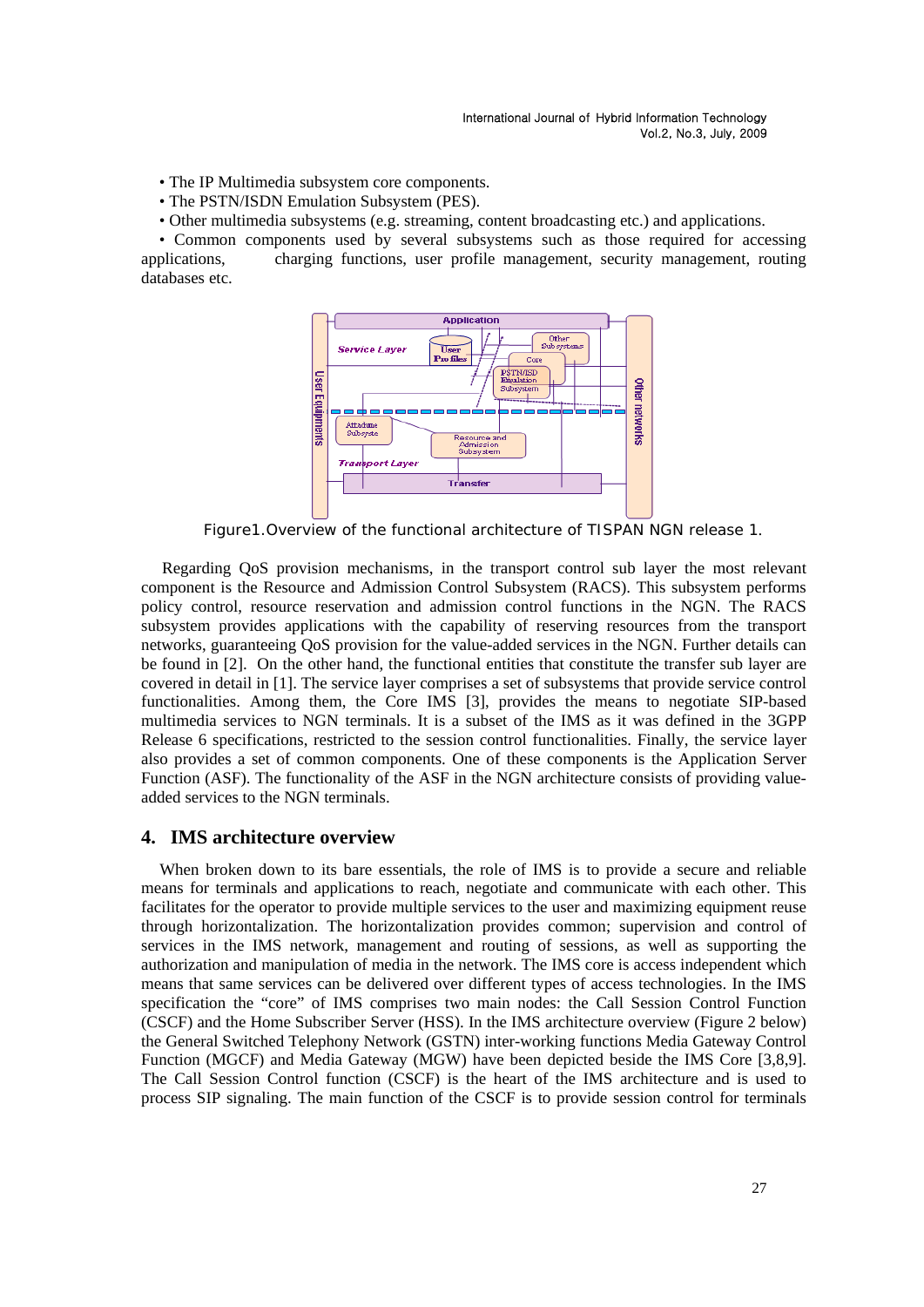- The IP Multimedia subsystem core components.
- The PSTN/ISDN Emulation Subsystem (PES).
- Other multimedia subsystems (e.g. streaming, content broadcasting etc.) and applications.
- Common components used by several subsystems such as those required for accessing applications, charging functions, user profile management, security management, routing databases etc.

Figure1.Overview of the functional architecture of TISPAN NGN release 1.

Regarding QoS provision mechanisms, in the transport control sub layer the most relevant component is the Resource and Admission Control Subsystem (RACS). This subsystem performs policy control, resource reservation and admission control functions in the NGN. The RACS subsystem provides applications with the capability of reserving resources from the transport networks, guaranteeing QoS provision for the value-added services in the NGN. Further details can be found in [2]. On the other hand, the functional entities that constitute the transfer sub layer are covered in detail in [1]. The service layer comprises a set of subsystems that provide service control functionalities. Among them, the Core IMS [3], provides the means to negotiate SIP-based multimedia services to NGN terminals. It is a subset of the IMS as it was defined in the 3GPP Release 6 specifications, restricted to the session control functionalities. Finally, the service layer also provides a set of common components. One of these components is the Application Server Function (ASF). The functionality of the ASF in the NGN architecture consists of providing value-added services to the NGN terminals.

## 4. IMS architecture overview

When broken down to its bare essentials, the role of IMS is to provide a secure and reliable means for terminals and applications to reach, negotiate and communicate with each other. This facilitates for the operator to provide multiple services to the user and maximizing equipment reuse through horizontalization. The horizontalization provides common; supervision and control of services in the IMS network, management and routing of sessions, as well as supporting the authorization and manipulation of media in the network. The IMS core is access independent which means that same services can be delivered over different types of access technologies. In the IMS specification the "core" of IMS comprises two main nodes: the Call Session Control Function (CSCF) and the Home Subscriber Server (HSS). In the IMS architecture overview (Figure 2 below) the General Switched Telephony Network (GSTN) inter-working functions Media Gateway Control Function (MGCF) and Media Gateway (MGW) have been depicted beside the IMS Core [3,8,9]. The Call Session Control function (CSCF) is the heart of the IMS architecture and is used to process SIP signaling. The main function of the CSCF is to provide session control for terminals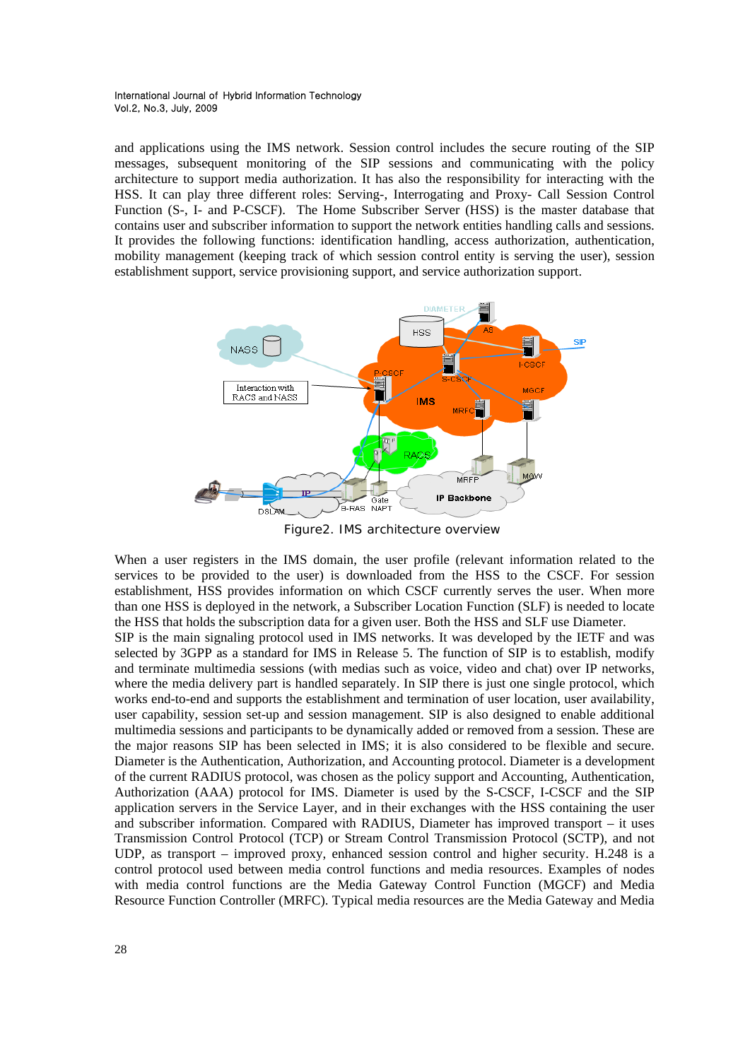and applications using the IMS network. Session control includes the secure routing of the SIP messages, subsequent monitoring of the SIP sessions and communicating with the policy architecture to support media authorization. It has also the responsibility for interacting with the HSS. It can play three different roles: Serving-, Interrogating and Proxy- Call Session Control Function (S-, I- and P-CSCF). The Home Subscriber Server (HSS) is the master database that contains user and subscriber information to support the network entities handling calls and sessions. It provides the following functions: identification handling, access authorization, authentication, mobility management (keeping track of which session control entity is serving the user), session establishment support, service provisioning support, and service authorization support.

DIAMETER
HSS
AS
SIP
NASS
I-CSCF
P-CSCF
S-CSCF
Interaction with RACS and NASS
MGCF
IMS
MRFC
RACS
MRFP
MGW
IP
IP Backbone
DSLAM
B-RAS
Gate NAPT

Figure2. IMS architecture overview

When a user registers in the IMS domain, the user profile (relevant information related to the services to be provided to the user) is downloaded from the HSS to the CSCF. For session establishment, HSS provides information on which CSCF currently serves the user. When more than one HSS is deployed in the network, a Subscriber Location Function (SLF) is needed to locate the HSS that holds the subscription data for a given user. Both the HSS and SLF use Diameter.
SIP is the main signaling protocol used in IMS networks. It was developed by the IETF and was selected by 3GPP as a standard for IMS in Release 5. The function of SIP is to establish, modify and terminate multimedia sessions (with medias such as voice, video and chat) over IP networks, where the media delivery part is handled separately. In SIP there is just one single protocol, which works end-to-end and supports the establishment and termination of user location, user availability, user capability, session set-up and session management. SIP is also designed to enable additional multimedia sessions and participants to be dynamically added or removed from a session. These are the major reasons SIP has been selected in IMS; it is also considered to be flexible and secure. Diameter is the Authentication, Authorization, and Accounting protocol. Diameter is a development of the current RADIUS protocol, was chosen as the policy support and Accounting, Authentication, Authorization (AAA) protocol for IMS. Diameter is used by the S-CSCF, I-CSCF and the SIP application servers in the Service Layer, and in their exchanges with the HSS containing the user and subscriber information. Compared with RADIUS, Diameter has improved transport – it uses Transmission Control Protocol (TCP) or Stream Control Transmission Protocol (SCTP), and not UDP, as transport – improved proxy, enhanced session control and higher security. H.248 is a control protocol used between media control functions and media resources. Examples of nodes with media control functions are the Media Gateway Control Function (MGCF) and Media Resource Function Controller (MRFC). Typical media resources are the Media Gateway and Media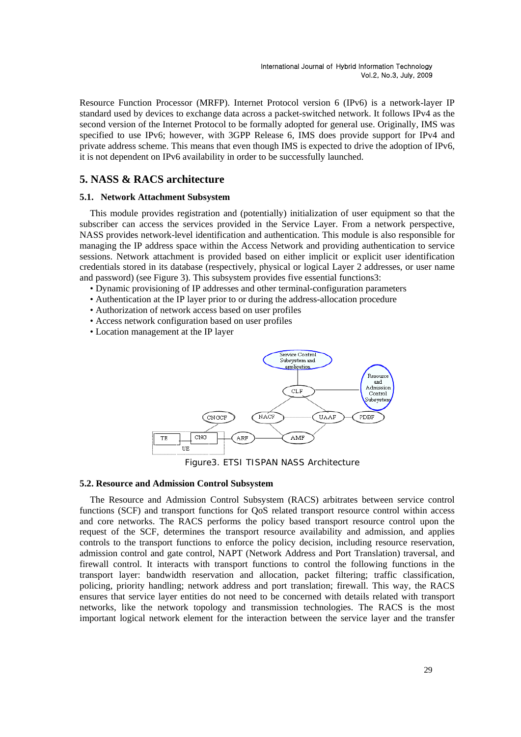Resource Function Processor (MRFP). Internet Protocol version 6 (IPv6) is a network-layer IP standard used by devices to exchange data across a packet-switched network. It follows IPv4 as the second version of the Internet Protocol to be formally adopted for general use. Originally, IMS was specified to use IPv6; however, with 3GPP Release 6, IMS does provide support for IPv4 and private address scheme. This means that even though IMS is expected to drive the adoption of IPv6, it is not dependent on IPv6 availability in order to be successfully launched.

## 5. NASS & RACS architecture

### 5.1. Network Attachment Subsystem

This module provides registration and (potentially) initialization of user equipment so that the subscriber can access the services provided in the Service Layer. From a network perspective, NASS provides network-level identification and authentication. This module is also responsible for managing the IP address space within the Access Network and providing authentication to service sessions. Network attachment is provided based on either implicit or explicit user identification credentials stored in its database (respectively, physical or logical Layer 2 addresses, or user name and password) (see Figure 3). This subsystem provides five essential functions3:

- Dynamic provisioning of IP addresses and other terminal-configuration parameters
- Authentication at the IP layer prior to or during the address-allocation procedure
- Authorization of network access based on user profiles
- Access network configuration based on user profiles
- Location management at the IP layer

Figure3. ETSI TISPAN NASS Architecture

### 5.2. Resource and Admission Control Subsystem

The Resource and Admission Control Subsystem (RACS) arbitrates between service control functions (SCF) and transport functions for QoS related transport resource control within access and core networks. The RACS performs the policy based transport resource control upon the request of the SCF, determines the transport resource availability and admission, and applies controls to the transport functions to enforce the policy decision, including resource reservation, admission control and gate control, NAPT (Network Address and Port Translation) traversal, and firewall control. It interacts with transport functions to control the following functions in the transport layer: bandwidth reservation and allocation, packet filtering; traffic classification, policing, priority handling; network address and port translation; firewall. This way, the RACS ensures that service layer entities do not need to be concerned with details related with transport networks, like the network topology and transmission technologies. The RACS is the most important logical network element for the interaction between the service layer and the transfer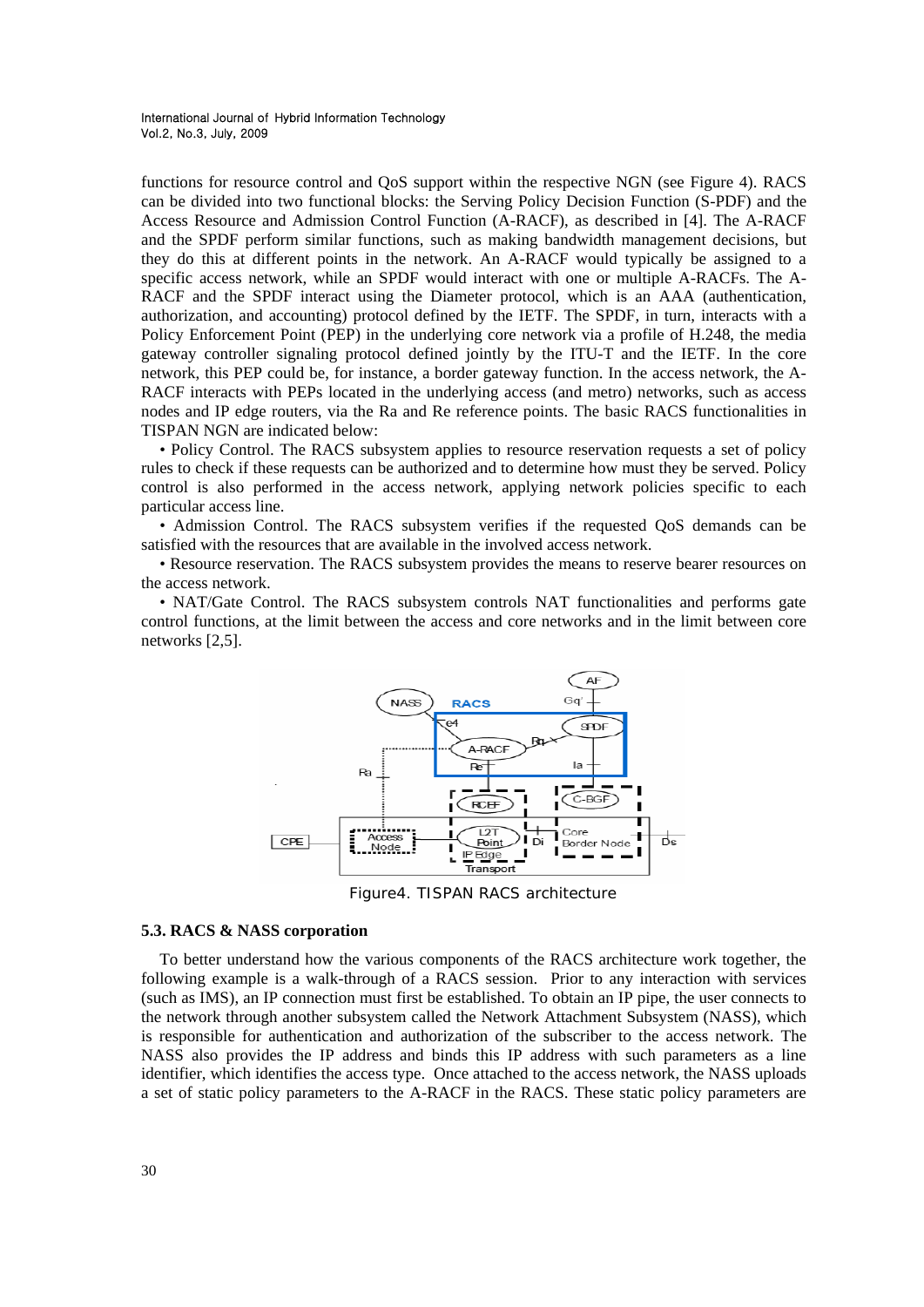functions for resource control and QoS support within the respective NGN (see Figure 4). RACS can be divided into two functional blocks: the Serving Policy Decision Function (S-PDF) and the Access Resource and Admission Control Function (A-RACF), as described in [4]. The A-RACF and the SPDF perform similar functions, such as making bandwidth management decisions, but they do this at different points in the network. An A-RACF would typically be assigned to a specific access network, while an SPDF would interact with one or multiple A-RACFs. The A-RACF and the SPDF interact using the Diameter protocol, which is an AAA (authentication, authorization, and accounting) protocol defined by the IETF. The SPDF, in turn, interacts with a Policy Enforcement Point (PEP) in the underlying core network via a profile of H.248, the media gateway controller signaling protocol defined jointly by the ITU-T and the IETF. In the core network, this PEP could be, for instance, a border gateway function. In the access network, the A-RACF interacts with PEPs located in the underlying access (and metro) networks, such as access nodes and IP edge routers, via the Ra and Re reference points. The basic RACS functionalities in TISPAN NGN are indicated below:

• Policy Control. The RACS subsystem applies to resource reservation requests a set of policy rules to check if these requests can be authorized and to determine how must they be served. Policy control is also performed in the access network, applying network policies specific to each particular access line.

• Admission Control. The RACS subsystem verifies if the requested QoS demands can be satisfied with the resources that are available in the involved access network.

• Resource reservation. The RACS subsystem provides the means to reserve bearer resources on the access network.

• NAT/Gate Control. The RACS subsystem controls NAT functionalities and performs gate control functions, at the limit between the access and core networks and in the limit between core networks [2,5].

Figure4. TISPAN RACS architecture

### 5.3. RACS & NASS corporation

To better understand how the various components of the RACS architecture work together, the following example is a walk-through of a RACS session. Prior to any interaction with services (such as IMS), an IP connection must first be established. To obtain an IP pipe, the user connects to the network through another subsystem called the Network Attachment Subsystem (NASS), which is responsible for authentication and authorization of the subscriber to the access network. The NASS also provides the IP address and binds this IP address with such parameters as a line identifier, which identifies the access type. Once attached to the access network, the NASS uploads a set of static policy parameters to the A-RACF in the RACS. These static policy parameters are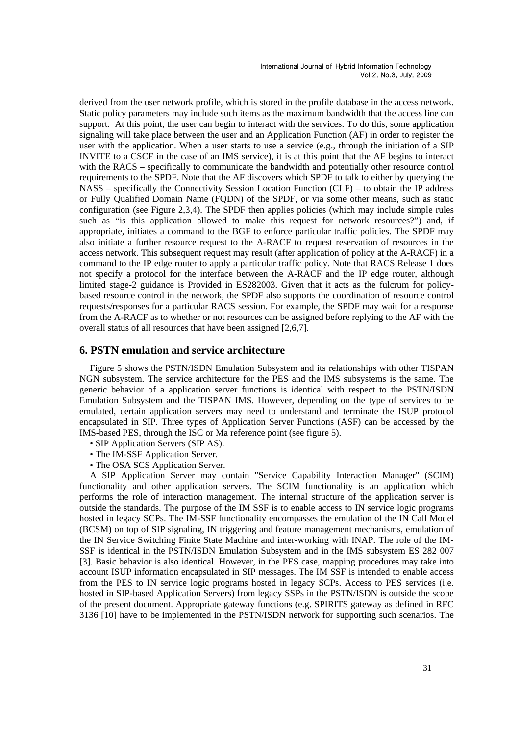derived from the user network profile, which is stored in the profile database in the access network. Static policy parameters may include such items as the maximum bandwidth that the access line can support. At this point, the user can begin to interact with the services. To do this, some application signaling will take place between the user and an Application Function (AF) in order to register the user with the application. When a user starts to use a service (e.g., through the initiation of a SIP INVITE to a CSCF in the case of an IMS service), it is at this point that the AF begins to interact with the RACS – specifically to communicate the bandwidth and potentially other resource control requirements to the SPDF. Note that the AF discovers which SPDF to talk to either by querying the NASS – specifically the Connectivity Session Location Function (CLF) – to obtain the IP address or Fully Qualified Domain Name (FQDN) of the SPDF, or via some other means, such as static configuration (see Figure 2,3,4). The SPDF then applies policies (which may include simple rules such as "is this application allowed to make this request for network resources?") and, if appropriate, initiates a command to the BGF to enforce particular traffic policies. The SPDF may also initiate a further resource request to the A-RACF to request reservation of resources in the access network. This subsequent request may result (after application of policy at the A-RACF) in a command to the IP edge router to apply a particular traffic policy. Note that RACS Release 1 does not specify a protocol for the interface between the A-RACF and the IP edge router, although limited stage-2 guidance is Provided in ES282003. Given that it acts as the fulcrum for policy-based resource control in the network, the SPDF also supports the coordination of resource control requests/responses for a particular RACS session. For example, the SPDF may wait for a response from the A-RACF as to whether or not resources can be assigned before replying to the AF with the overall status of all resources that have been assigned [2,6,7].

## 6. PSTN emulation and service architecture

Figure 5 shows the PSTN/ISDN Emulation Subsystem and its relationships with other TISPAN NGN subsystem. The service architecture for the PES and the IMS subsystems is the same. The generic behavior of a application server functions is identical with respect to the PSTN/ISDN Emulation Subsystem and the TISPAN IMS. However, depending on the type of services to be emulated, certain application servers may need to understand and terminate the ISUP protocol encapsulated in SIP. Three types of Application Server Functions (ASF) can be accessed by the IMS-based PES, through the ISC or Ma reference point (see figure 5).

- SIP Application Servers (SIP AS).
- The IM-SSF Application Server.
- The OSA SCS Application Server.

A SIP Application Server may contain "Service Capability Interaction Manager" (SCIM) functionality and other application servers. The SCIM functionality is an application which performs the role of interaction management. The internal structure of the application server is outside the standards. The purpose of the IM SSF is to enable access to IN service logic programs hosted in legacy SCPs. The IM-SSF functionality encompasses the emulation of the IN Call Model (BCSM) on top of SIP signaling, IN triggering and feature management mechanisms, emulation of the IN Service Switching Finite State Machine and inter-working with INAP. The role of the IM-SSF is identical in the PSTN/ISDN Emulation Subsystem and in the IMS subsystem ES 282 007 [3]. Basic behavior is also identical. However, in the PES case, mapping procedures may take into account ISUP information encapsulated in SIP messages. The IM SSF is intended to enable access from the PES to IN service logic programs hosted in legacy SCPs. Access to PES services (i.e. hosted in SIP-based Application Servers) from legacy SSPs in the PSTN/ISDN is outside the scope of the present document. Appropriate gateway functions (e.g. SPIRITS gateway as defined in RFC 3136 [10] have to be implemented in the PSTN/ISDN network for supporting such scenarios. The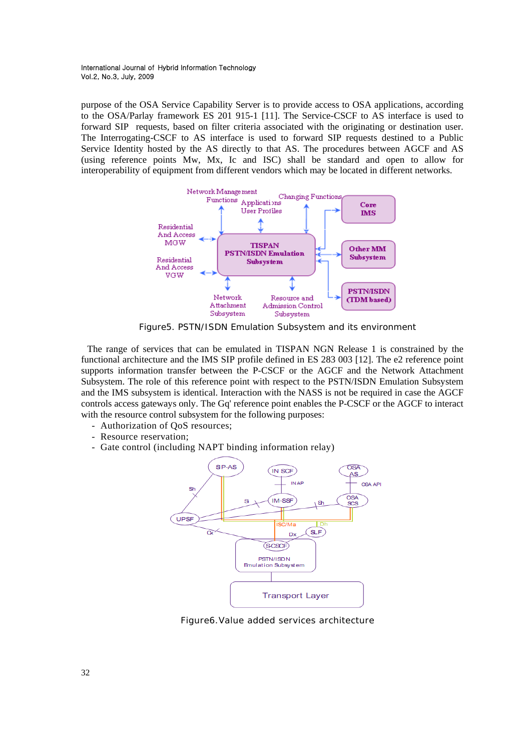purpose of the OSA Service Capability Server is to provide access to OSA applications, according to the OSA/Parlay framework ES 201 915-1 [11]. The Service-CSCF to AS interface is used to forward SIP requests, based on filter criteria associated with the originating or destination user. The Interrogating-CSCF to AS interface is used to forward SIP requests destined to a Public Service Identity hosted by the AS directly to that AS. The procedures between AGCF and AS (using reference points Mw, Mx, Ic and ISC) shall be standard and open to allow for interoperability of equipment from different vendors which may be located in different networks.

Figure5. PSTN/ISDN Emulation Subsystem and its environment

The range of services that can be emulated in TISPAN NGN Release 1 is constrained by the functional architecture and the IMS SIP profile defined in ES 283 003 [12]. The e2 reference point supports information transfer between the P-CSCF or the AGCF and the Network Attachment Subsystem. The role of this reference point with respect to the PSTN/ISDN Emulation Subsystem and the IMS subsystem is identical. Interaction with the NASS is not be required in case the AGCF controls access gateways only. The Gq' reference point enables the P-CSCF or the AGCF to interact with the resource control subsystem for the following purposes:

- Authorization of QoS resources;
- Resource reservation;
- Gate control (including NAPT binding information relay)

Figure6.Value added services architecture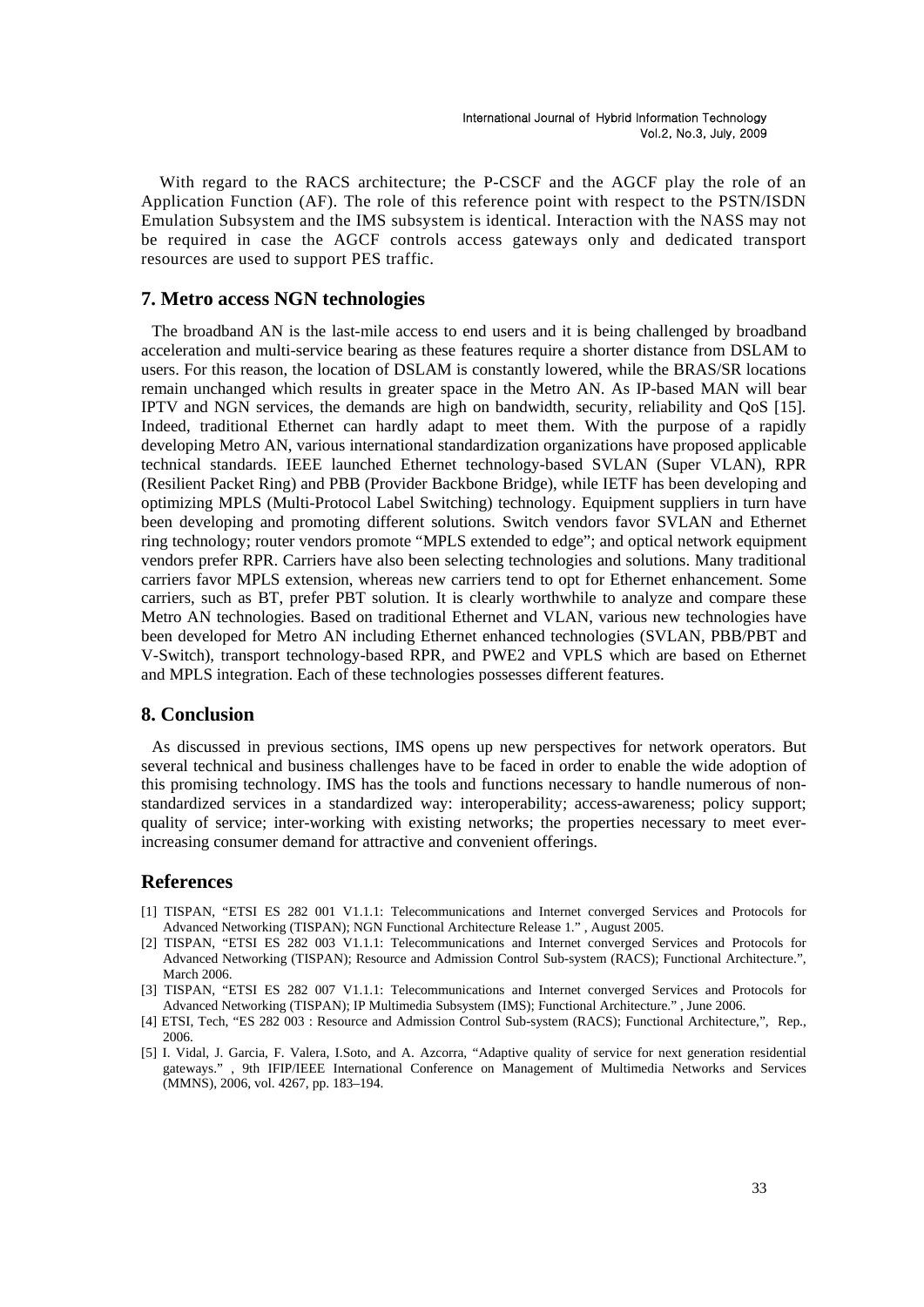With regard to the RACS architecture; the P-CSCF and the AGCF play the role of an Application Function (AF). The role of this reference point with respect to the PSTN/ISDN Emulation Subsystem and the IMS subsystem is identical. Interaction with the NASS may not be required in case the AGCF controls access gateways only and dedicated transport resources are used to support PES traffic.

## 7. Metro access NGN technologies

The broadband AN is the last-mile access to end users and it is being challenged by broadband acceleration and multi-service bearing as these features require a shorter distance from DSLAM to users. For this reason, the location of DSLAM is constantly lowered, while the BRAS/SR locations remain unchanged which results in greater space in the Metro AN. As IP-based MAN will bear IPTV and NGN services, the demands are high on bandwidth, security, reliability and QoS [15]. Indeed, traditional Ethernet can hardly adapt to meet them. With the purpose of a rapidly developing Metro AN, various international standardization organizations have proposed applicable technical standards. IEEE launched Ethernet technology-based SVLAN (Super VLAN), RPR (Resilient Packet Ring) and PBB (Provider Backbone Bridge), while IETF has been developing and optimizing MPLS (Multi-Protocol Label Switching) technology. Equipment suppliers in turn have been developing and promoting different solutions. Switch vendors favor SVLAN and Ethernet ring technology; router vendors promote "MPLS extended to edge"; and optical network equipment vendors prefer RPR. Carriers have also been selecting technologies and solutions. Many traditional carriers favor MPLS extension, whereas new carriers tend to opt for Ethernet enhancement. Some carriers, such as BT, prefer PBT solution. It is clearly worthwhile to analyze and compare these Metro AN technologies. Based on traditional Ethernet and VLAN, various new technologies have been developed for Metro AN including Ethernet enhanced technologies (SVLAN, PBB/PBT and V-Switch), transport technology-based RPR, and PWE2 and VPLS which are based on Ethernet and MPLS integration. Each of these technologies possesses different features.

## 8. Conclusion

As discussed in previous sections, IMS opens up new perspectives for network operators. But several technical and business challenges have to be faced in order to enable the wide adoption of this promising technology. IMS has the tools and functions necessary to handle numerous of non-standardized services in a standardized way: interoperability; access-awareness; policy support; quality of service; inter-working with existing networks; the properties necessary to meet ever-increasing consumer demand for attractive and convenient offerings.

## References

[1] TISPAN, "ETSI ES 282 001 V1.1.1: Telecommunications and Internet converged Services and Protocols for Advanced Networking (TISPAN); NGN Functional Architecture Release 1." , August 2005.

[2] TISPAN, "ETSI ES 282 003 V1.1.1: Telecommunications and Internet converged Services and Protocols for Advanced Networking (TISPAN); Resource and Admission Control Sub-system (RACS); Functional Architecture.", March 2006.

[3] TISPAN, "ETSI ES 282 007 V1.1.1: Telecommunications and Internet converged Services and Protocols for Advanced Networking (TISPAN); IP Multimedia Subsystem (IMS); Functional Architecture." , June 2006.

[4] ETSI, Tech, "ES 282 003 : Resource and Admission Control Sub-system (RACS); Functional Architecture,", Rep., 2006.

[5] I. Vidal, J. Garcia, F. Valera, I.Soto, and A. Azcorra, "Adaptive quality of service for next generation residential gateways." , 9th IFIP/IEEE International Conference on Management of Multimedia Networks and Services (MMNS), 2006, vol. 4267, pp. 183–194.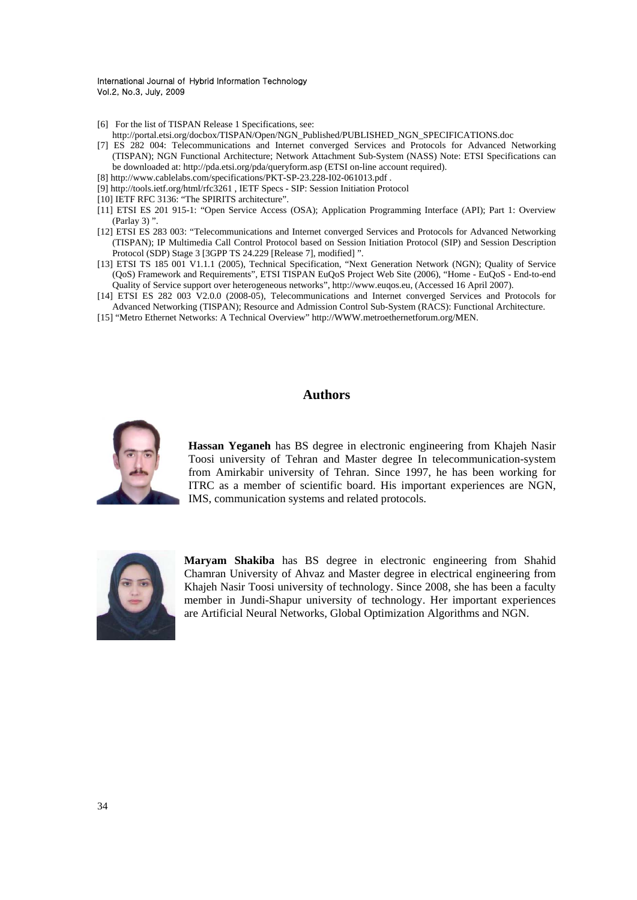[6] For the list of TISPAN Release 1 Specifications, see: http://portal.etsi.org/docbox/TISPAN/Open/NGN_Published/PUBLISHED_NGN_SPECIFICATIONS.doc

[7] ES 282 004: Telecommunications and Internet converged Services and Protocols for Advanced Networking (TISPAN); NGN Functional Architecture; Network Attachment Sub-System (NASS) Note: ETSI Specifications can be downloaded at: http://pda.etsi.org/pda/queryform.asp (ETSI on-line account required).

[8] http://www.cablelabs.com/specifications/PKT-SP-23.228-I02-061013.pdf .

[9] http://tools.ietf.org/html/rfc3261 , IETF Specs - SIP: Session Initiation Protocol

[10] IETF RFC 3136: "The SPIRITS architecture".

[11] ETSI ES 201 915-1: "Open Service Access (OSA); Application Programming Interface (API); Part 1: Overview (Parlay 3) ".

[12] ETSI ES 283 003: "Telecommunications and Internet converged Services and Protocols for Advanced Networking (TISPAN); IP Multimedia Call Control Protocol based on Session Initiation Protocol (SIP) and Session Description Protocol (SDP) Stage 3 [3GPP TS 24.229 [Release 7], modified] ".

[13] ETSI TS 185 001 V1.1.1 (2005), Technical Specification, "Next Generation Network (NGN); Quality of Service (QoS) Framework and Requirements", ETSI TISPAN EuQoS Project Web Site (2006), "Home - EuQoS - End-to-end Quality of Service support over heterogeneous networks", http://www.euqos.eu, (Accessed 16 April 2007).

[14] ETSI ES 282 003 V2.0.0 (2008-05), Telecommunications and Internet converged Services and Protocols for Advanced Networking (TISPAN); Resource and Admission Control Sub-System (RACS): Functional Architecture.

[15] "Metro Ethernet Networks: A Technical Overview" http://WWW.metroethernetforum.org/MEN.

## Authors

**Hassan Yeganeh** has BS degree in electronic engineering from Khajeh Nasir Toosi university of Tehran and Master degree In telecommunication-system from Amirkabir university of Tehran. Since 1997, he has been working for ITRC as a member of scientific board. His important experiences are NGN, IMS, communication systems and related protocols.

**Maryam Shakiba** has BS degree in electronic engineering from Shahid Chamran University of Ahvaz and Master degree in electrical engineering from Khajeh Nasir Toosi university of technology. Since 2008, she has been a faculty member in Jundi-Shapur university of technology. Her important experiences are Artificial Neural Networks, Global Optimization Algorithms and NGN.